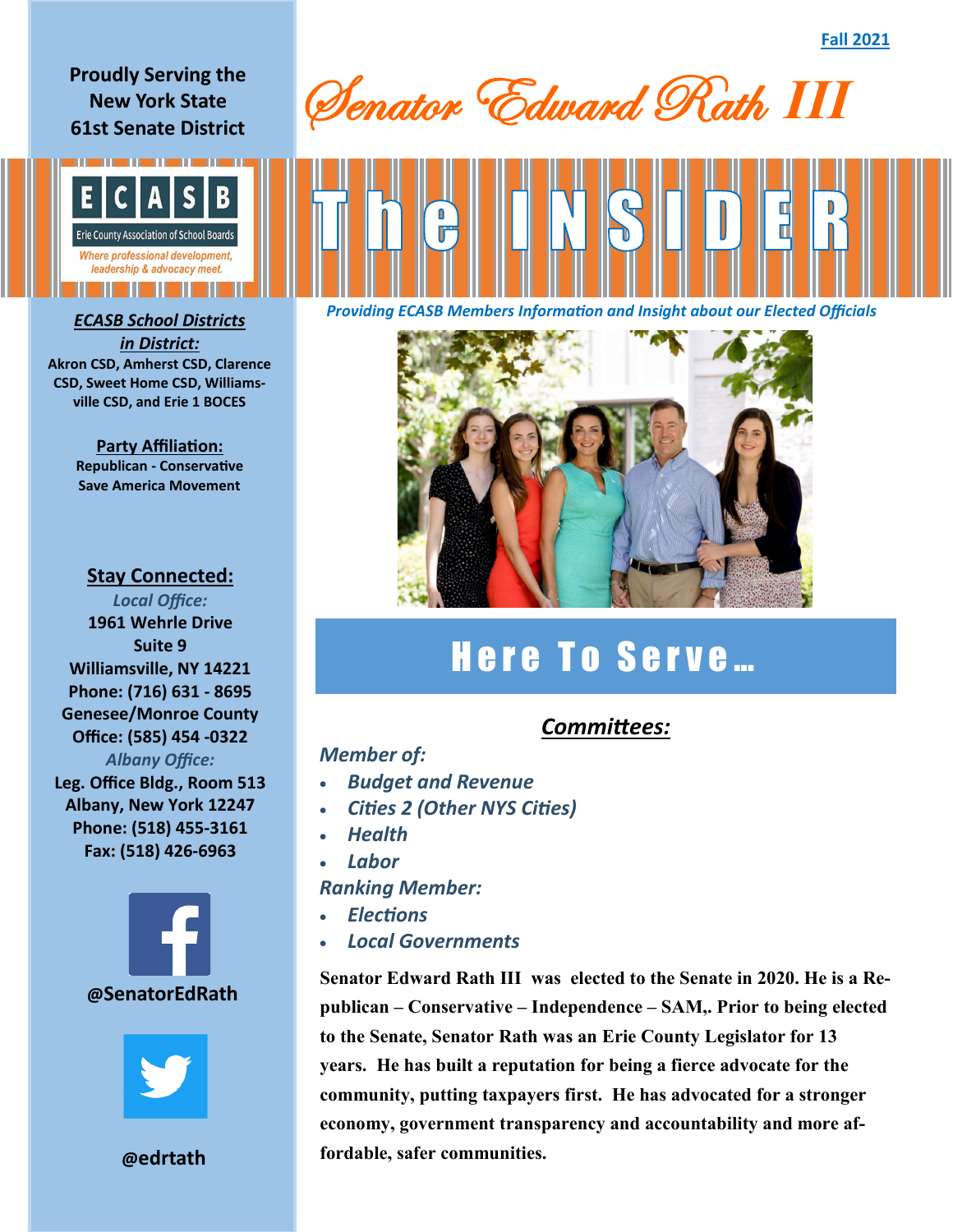Fall 2021

# Senator Edward Rath III

# The INSIDER

*Providing ECASB Members Information and Insight about our Elected Officials*

**Proudly Serving the New York State 61st Senate District**

ECASB
Erie County Association of School Boards
*Where professional development, leadership & advocacy meet.*

***ECASB School Districts in District:***
**Akron CSD, Amherst CSD, Clarence CSD, Sweet Home CSD, Williamsville CSD, and Erie 1 BOCES**

**Party Affiliation:**
**Republican - Conservative**
**Save America Movement**

## Stay Connected:

*Local Office:*
**1961 Wehrle Drive**
**Suite 9**
**Williamsville, NY 14221**
**Phone: (716) 631 - 8695**
**Genesee/Monroe County Office: (585) 454 -0322**

*Albany Office:*
**Leg. Office Bldg., Room 513**
**Albany, New York 12247**
**Phone: (518) 455-3161**
**Fax: (518) 426-6963**

**@SenatorEdRath**

**@edrtath**

## Here To Serve…

### *Committees:*

*Member of:*

- *Budget and Revenue*
- *Cities 2 (Other NYS Cities)*
- *Health*
- *Labor*

*Ranking Member:*

- *Elections*
- *Local Governments*

**Senator Edward Rath III was elected to the Senate in 2020. He is a Republican – Conservative – Independence – SAM,. Prior to being elected to the Senate, Senator Rath was an Erie County Legislator for 13 years. He has built a reputation for being a fierce advocate for the community, putting taxpayers first. He has advocated for a stronger economy, government transparency and accountability and more affordable, safer communities.**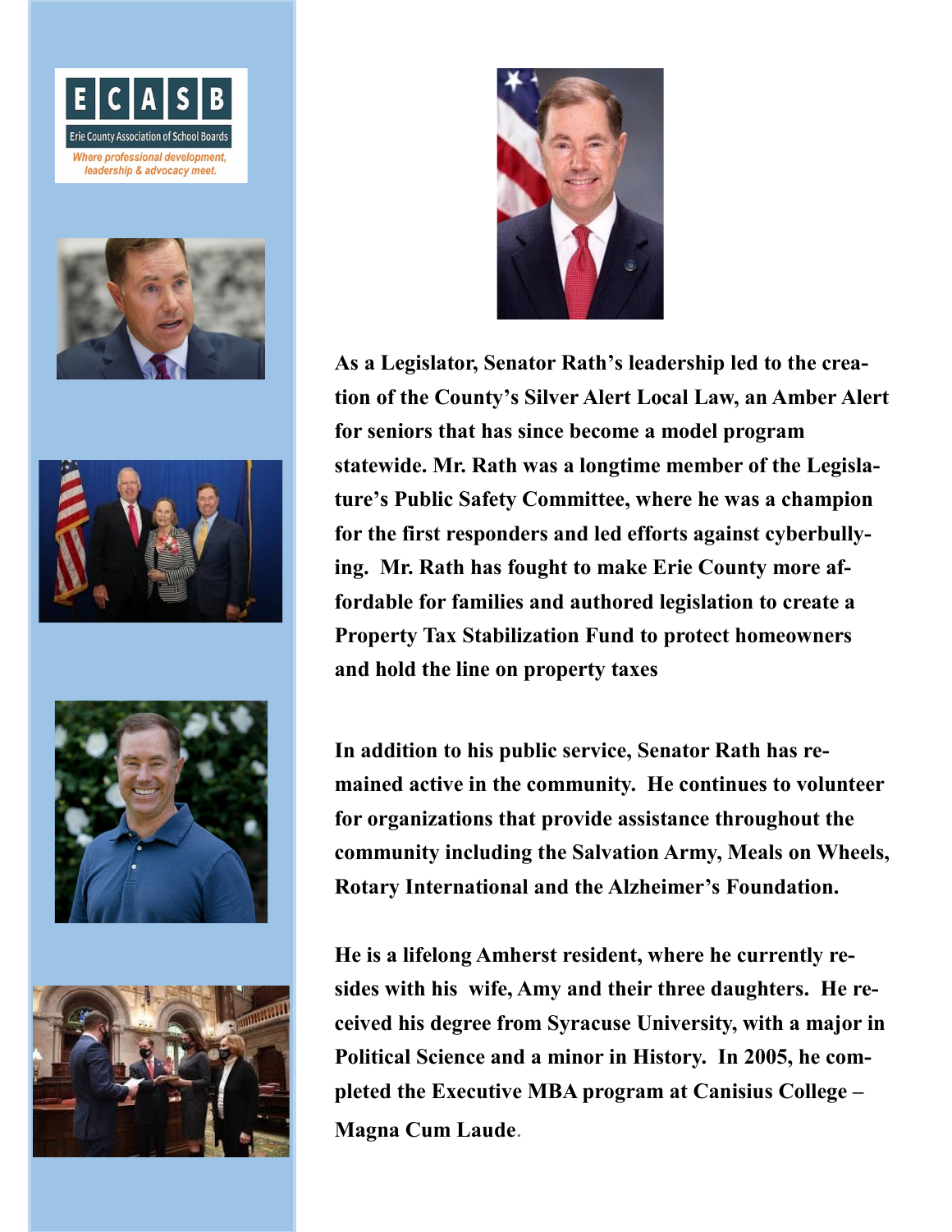ECASB

Erie County Association of School Boards

*Where professional development, leadership & advocacy meet.*

**As a Legislator, Senator Rath's leadership led to the creation of the County's Silver Alert Local Law, an Amber Alert for seniors that has since become a model program statewide. Mr. Rath was a longtime member of the Legislature's Public Safety Committee, where he was a champion for the first responders and led efforts against cyberbullying. Mr. Rath has fought to make Erie County more affordable for families and authored legislation to create a Property Tax Stabilization Fund to protect homeowners and hold the line on property taxes**

**In addition to his public service, Senator Rath has remained active in the community. He continues to volunteer for organizations that provide assistance throughout the community including the Salvation Army, Meals on Wheels, Rotary International and the Alzheimer's Foundation.**

**He is a lifelong Amherst resident, where he currently resides with his wife, Amy and their three daughters. He received his degree from Syracuse University, with a major in Political Science and a minor in History. In 2005, he completed the Executive MBA program at Canisius College – Magna Cum Laude.**